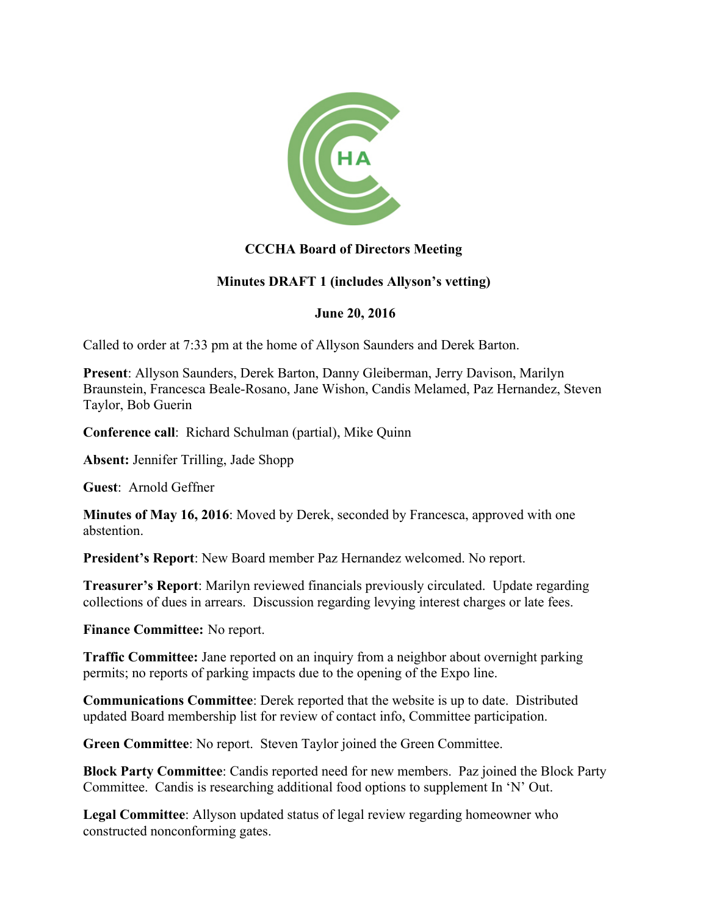**CCCHA Board of Directors Meeting**

**Minutes DRAFT 1 (includes Allyson's vetting)**

**June 20, 2016**

Called to order at 7:33 pm at the home of Allyson Saunders and Derek Barton.

**Present**: Allyson Saunders, Derek Barton, Danny Gleiberman, Jerry Davison, Marilyn Braunstein, Francesca Beale-Rosano, Jane Wishon, Candis Melamed, Paz Hernandez, Steven Taylor, Bob Guerin

**Conference call**: Richard Schulman (partial), Mike Quinn

**Absent:** Jennifer Trilling, Jade Shopp

**Guest**: Arnold Geffner

**Minutes of May 16, 2016**: Moved by Derek, seconded by Francesca, approved with one abstention.

**President's Report**: New Board member Paz Hernandez welcomed. No report.

**Treasurer's Report**: Marilyn reviewed financials previously circulated. Update regarding collections of dues in arrears. Discussion regarding levying interest charges or late fees.

**Finance Committee:** No report.

**Traffic Committee:** Jane reported on an inquiry from a neighbor about overnight parking permits; no reports of parking impacts due to the opening of the Expo line.

**Communications Committee**: Derek reported that the website is up to date. Distributed updated Board membership list for review of contact info, Committee participation.

**Green Committee**: No report. Steven Taylor joined the Green Committee.

**Block Party Committee**: Candis reported need for new members. Paz joined the Block Party Committee. Candis is researching additional food options to supplement In 'N' Out.

**Legal Committee**: Allyson updated status of legal review regarding homeowner who constructed nonconforming gates.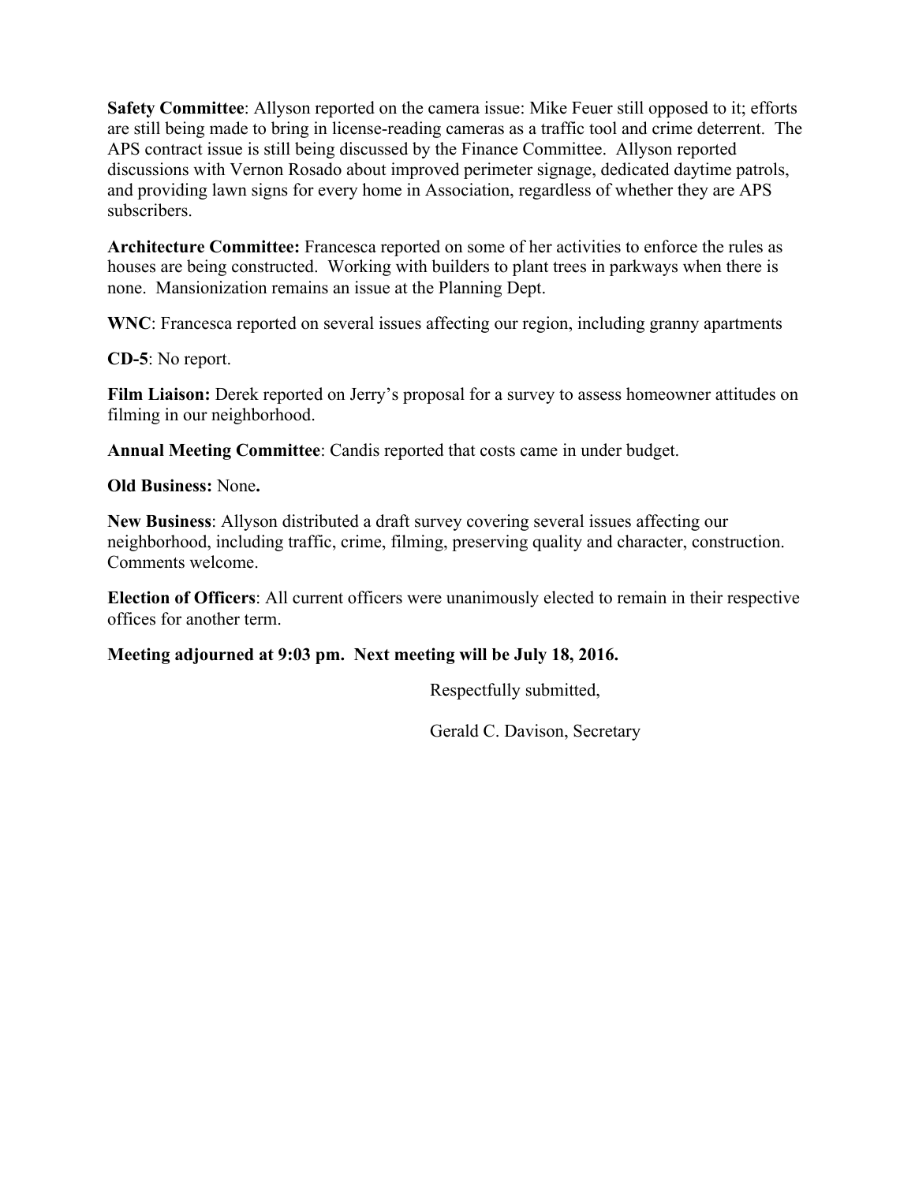**Safety Committee**: Allyson reported on the camera issue: Mike Feuer still opposed to it; efforts are still being made to bring in license-reading cameras as a traffic tool and crime deterrent. The APS contract issue is still being discussed by the Finance Committee. Allyson reported discussions with Vernon Rosado about improved perimeter signage, dedicated daytime patrols, and providing lawn signs for every home in Association, regardless of whether they are APS subscribers.

**Architecture Committee:** Francesca reported on some of her activities to enforce the rules as houses are being constructed. Working with builders to plant trees in parkways when there is none. Mansionization remains an issue at the Planning Dept.

**WNC**: Francesca reported on several issues affecting our region, including granny apartments

**CD-5**: No report.

**Film Liaison:** Derek reported on Jerry's proposal for a survey to assess homeowner attitudes on filming in our neighborhood.

**Annual Meeting Committee**: Candis reported that costs came in under budget.

**Old Business:** None**.**

**New Business**: Allyson distributed a draft survey covering several issues affecting our neighborhood, including traffic, crime, filming, preserving quality and character, construction. Comments welcome.

**Election of Officers**: All current officers were unanimously elected to remain in their respective offices for another term.

**Meeting adjourned at 9:03 pm. Next meeting will be July 18, 2016.**

Respectfully submitted,

Gerald C. Davison, Secretary